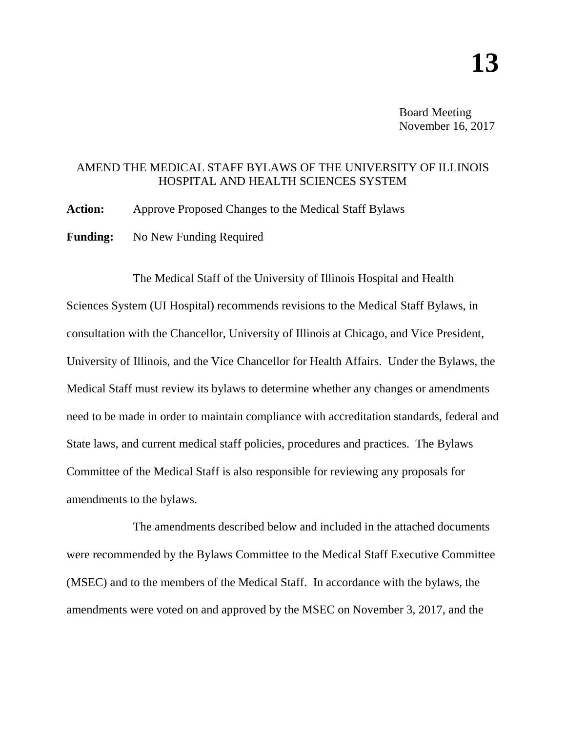**13**

Board Meeting
November 16, 2017

AMEND THE MEDICAL STAFF BYLAWS OF THE UNIVERSITY OF ILLINOIS HOSPITAL AND HEALTH SCIENCES SYSTEM

**Action:** Approve Proposed Changes to the Medical Staff Bylaws

**Funding:** No New Funding Required

The Medical Staff of the University of Illinois Hospital and Health Sciences System (UI Hospital) recommends revisions to the Medical Staff Bylaws, in consultation with the Chancellor, University of Illinois at Chicago, and Vice President, University of Illinois, and the Vice Chancellor for Health Affairs. Under the Bylaws, the Medical Staff must review its bylaws to determine whether any changes or amendments need to be made in order to maintain compliance with accreditation standards, federal and State laws, and current medical staff policies, procedures and practices. The Bylaws Committee of the Medical Staff is also responsible for reviewing any proposals for amendments to the bylaws.

The amendments described below and included in the attached documents were recommended by the Bylaws Committee to the Medical Staff Executive Committee (MSEC) and to the members of the Medical Staff. In accordance with the bylaws, the amendments were voted on and approved by the MSEC on November 3, 2017, and the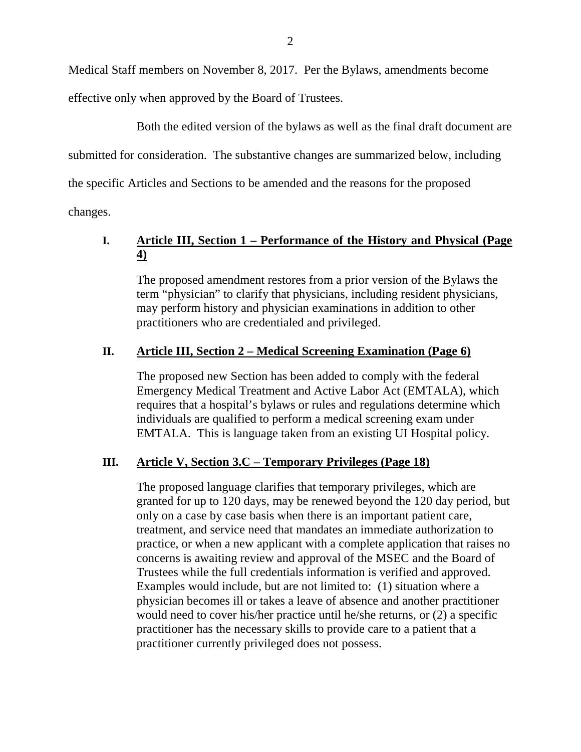Medical Staff members on November 8, 2017. Per the Bylaws, amendments become effective only when approved by the Board of Trustees.

Both the edited version of the bylaws as well as the final draft document are submitted for consideration. The substantive changes are summarized below, including the specific Articles and Sections to be amended and the reasons for the proposed changes.

## I. Article III, Section 1 – Performance of the History and Physical (Page 4)

The proposed amendment restores from a prior version of the Bylaws the term "physician" to clarify that physicians, including resident physicians, may perform history and physician examinations in addition to other practitioners who are credentialed and privileged.

## II. Article III, Section 2 – Medical Screening Examination (Page 6)

The proposed new Section has been added to comply with the federal Emergency Medical Treatment and Active Labor Act (EMTALA), which requires that a hospital's bylaws or rules and regulations determine which individuals are qualified to perform a medical screening exam under EMTALA. This is language taken from an existing UI Hospital policy.

## III. Article V, Section 3.C – Temporary Privileges (Page 18)

The proposed language clarifies that temporary privileges, which are granted for up to 120 days, may be renewed beyond the 120 day period, but only on a case by case basis when there is an important patient care, treatment, and service need that mandates an immediate authorization to practice, or when a new applicant with a complete application that raises no concerns is awaiting review and approval of the MSEC and the Board of Trustees while the full credentials information is verified and approved. Examples would include, but are not limited to: (1) situation where a physician becomes ill or takes a leave of absence and another practitioner would need to cover his/her practice until he/she returns, or (2) a specific practitioner has the necessary skills to provide care to a patient that a practitioner currently privileged does not possess.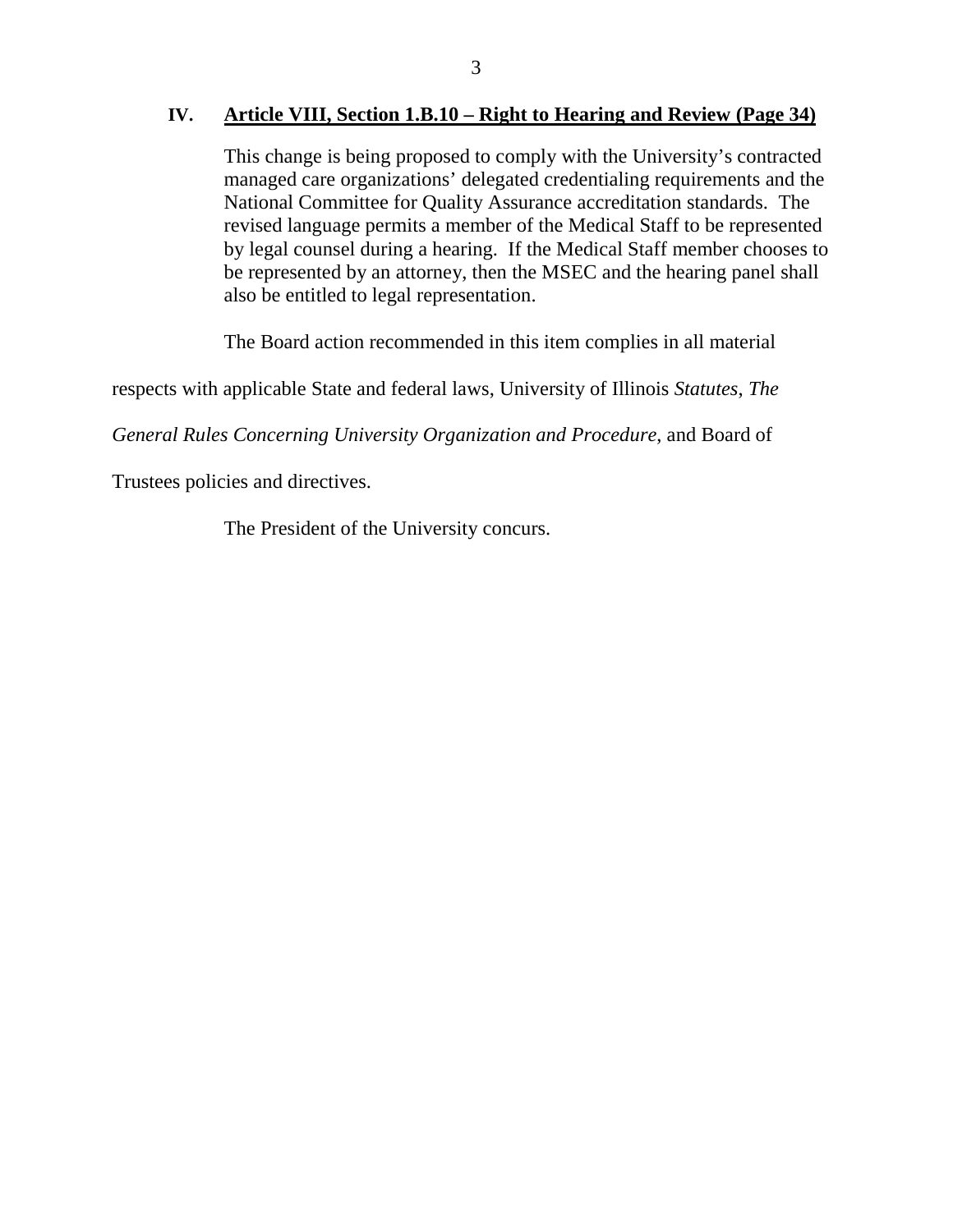## IV. <u>Article VIII, Section 1.B.10 – Right to Hearing and Review (Page 34)</u>

This change is being proposed to comply with the University's contracted managed care organizations' delegated credentialing requirements and the National Committee for Quality Assurance accreditation standards. The revised language permits a member of the Medical Staff to be represented by legal counsel during a hearing. If the Medical Staff member chooses to be represented by an attorney, then the MSEC and the hearing panel shall also be entitled to legal representation.

The Board action recommended in this item complies in all material respects with applicable State and federal laws, University of Illinois *Statutes*, *The General Rules Concerning University Organization and Procedure*, and Board of Trustees policies and directives.

The President of the University concurs.